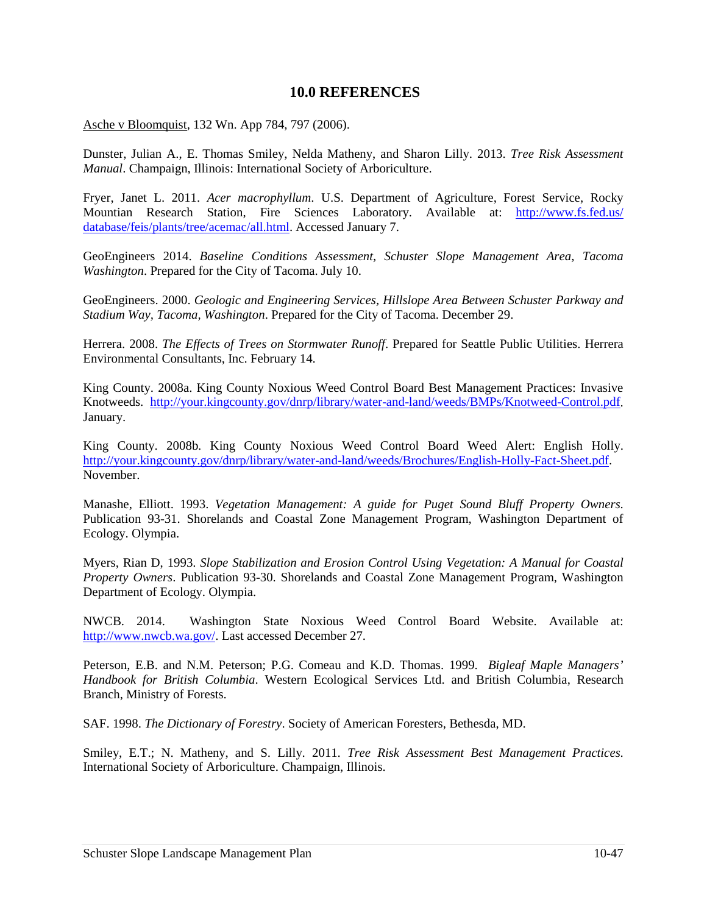## 10.0 REFERENCES

Asche v Bloomquist, 132 Wn. App 784, 797 (2006).

Dunster, Julian A., E. Thomas Smiley, Nelda Matheny, and Sharon Lilly. 2013. *Tree Risk Assessment Manual*. Champaign, Illinois: International Society of Arboriculture.

Fryer, Janet L. 2011. *Acer macrophyllum*. U.S. Department of Agriculture, Forest Service, Rocky Mountian Research Station, Fire Sciences Laboratory. Available at: http://www.fs.fed.us/database/feis/plants/tree/acemac/all.html. Accessed January 7.

GeoEngineers 2014. *Baseline Conditions Assessment, Schuster Slope Management Area, Tacoma Washington*. Prepared for the City of Tacoma. July 10.

GeoEngineers. 2000. *Geologic and Engineering Services, Hillslope Area Between Schuster Parkway and Stadium Way, Tacoma, Washington*. Prepared for the City of Tacoma. December 29.

Herrera. 2008. *The Effects of Trees on Stormwater Runoff*. Prepared for Seattle Public Utilities. Herrera Environmental Consultants, Inc. February 14.

King County. 2008a. King County Noxious Weed Control Board Best Management Practices: Invasive Knotweeds. http://your.kingcounty.gov/dnrp/library/water-and-land/weeds/BMPs/Knotweed-Control.pdf. January.

King County. 2008b. King County Noxious Weed Control Board Weed Alert: English Holly. http://your.kingcounty.gov/dnrp/library/water-and-land/weeds/Brochures/English-Holly-Fact-Sheet.pdf. November.

Manashe, Elliott. 1993. *Vegetation Management: A guide for Puget Sound Bluff Property Owners.* Publication 93-31. Shorelands and Coastal Zone Management Program, Washington Department of Ecology. Olympia.

Myers, Rian D, 1993. *Slope Stabilization and Erosion Control Using Vegetation: A Manual for Coastal Property Owners*. Publication 93-30. Shorelands and Coastal Zone Management Program, Washington Department of Ecology. Olympia.

NWCB. 2014. Washington State Noxious Weed Control Board Website. Available at: http://www.nwcb.wa.gov/. Last accessed December 27.

Peterson, E.B. and N.M. Peterson; P.G. Comeau and K.D. Thomas. 1999. *Bigleaf Maple Managers' Handbook for British Columbia*. Western Ecological Services Ltd. and British Columbia, Research Branch, Ministry of Forests.

SAF. 1998. *The Dictionary of Forestry*. Society of American Foresters, Bethesda, MD.

Smiley, E.T.; N. Matheny, and S. Lilly. 2011. *Tree Risk Assessment Best Management Practices.* International Society of Arboriculture. Champaign, Illinois.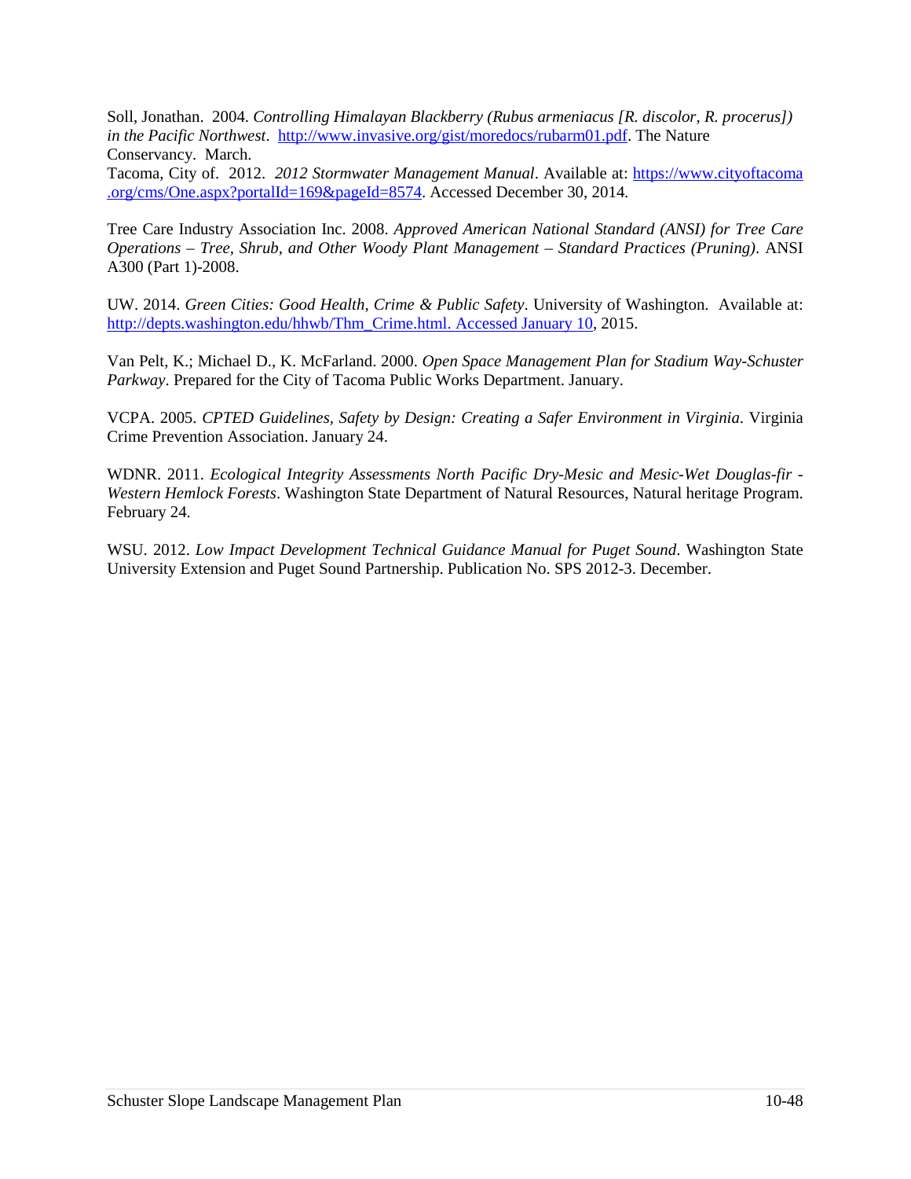Soll, Jonathan. 2004. *Controlling Himalayan Blackberry (Rubus armeniacus [R. discolor, R. procerus]) in the Pacific Northwest*. http://www.invasive.org/gist/moredocs/rubarm01.pdf. The Nature Conservancy. March.

Tacoma, City of. 2012. *2012 Stormwater Management Manual*. Available at: https://www.cityoftacoma.org/cms/One.aspx?portalId=169&pageId=8574. Accessed December 30, 2014.

Tree Care Industry Association Inc. 2008. *Approved American National Standard (ANSI) for Tree Care Operations – Tree, Shrub, and Other Woody Plant Management – Standard Practices (Pruning)*. ANSI A300 (Part 1)-2008.

UW. 2014. *Green Cities: Good Health, Crime & Public Safety*. University of Washington. Available at: http://depts.washington.edu/hhwb/Thm_Crime.html. Accessed January 10, 2015.

Van Pelt, K.; Michael D., K. McFarland. 2000. *Open Space Management Plan for Stadium Way-Schuster Parkway*. Prepared for the City of Tacoma Public Works Department. January.

VCPA. 2005. *CPTED Guidelines, Safety by Design: Creating a Safer Environment in Virginia*. Virginia Crime Prevention Association. January 24.

WDNR. 2011. *Ecological Integrity Assessments North Pacific Dry-Mesic and Mesic-Wet Douglas-fir - Western Hemlock Forests*. Washington State Department of Natural Resources, Natural heritage Program. February 24.

WSU. 2012. *Low Impact Development Technical Guidance Manual for Puget Sound*. Washington State University Extension and Puget Sound Partnership. Publication No. SPS 2012-3. December.